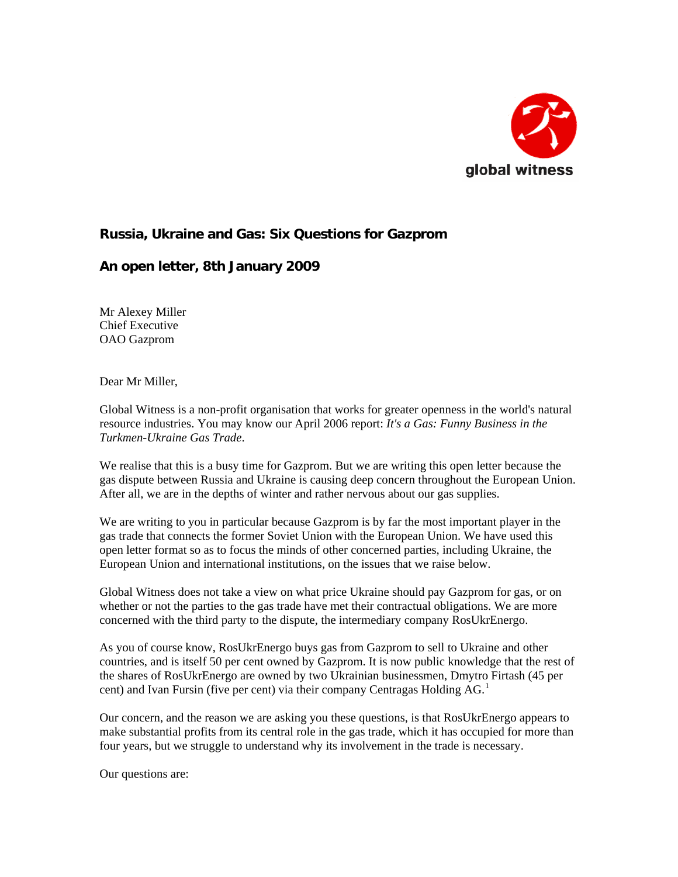global witness

## Russia, Ukraine and Gas: Six Questions for Gazprom

## An open letter, 8th January 2009

Mr Alexey Miller
Chief Executive
OAO Gazprom

Dear Mr Miller,

Global Witness is a non-profit organisation that works for greater openness in the world's natural resource industries. You may know our April 2006 report: *It's a Gas: Funny Business in the Turkmen-Ukraine Gas Trade*.

We realise that this is a busy time for Gazprom. But we are writing this open letter because the gas dispute between Russia and Ukraine is causing deep concern throughout the European Union. After all, we are in the depths of winter and rather nervous about our gas supplies.

We are writing to you in particular because Gazprom is by far the most important player in the gas trade that connects the former Soviet Union with the European Union. We have used this open letter format so as to focus the minds of other concerned parties, including Ukraine, the European Union and international institutions, on the issues that we raise below.

Global Witness does not take a view on what price Ukraine should pay Gazprom for gas, or on whether or not the parties to the gas trade have met their contractual obligations. We are more concerned with the third party to the dispute, the intermediary company RosUkrEnergo.

As you of course know, RosUkrEnergo buys gas from Gazprom to sell to Ukraine and other countries, and is itself 50 per cent owned by Gazprom. It is now public knowledge that the rest of the shares of RosUkrEnergo are owned by two Ukrainian businessmen, Dmytro Firtash (45 per cent) and Ivan Fursin (five per cent) via their company Centragas Holding AG.[1]

Our concern, and the reason we are asking you these questions, is that RosUkrEnergo appears to make substantial profits from its central role in the gas trade, which it has occupied for more than four years, but we struggle to understand why its involvement in the trade is necessary.

Our questions are: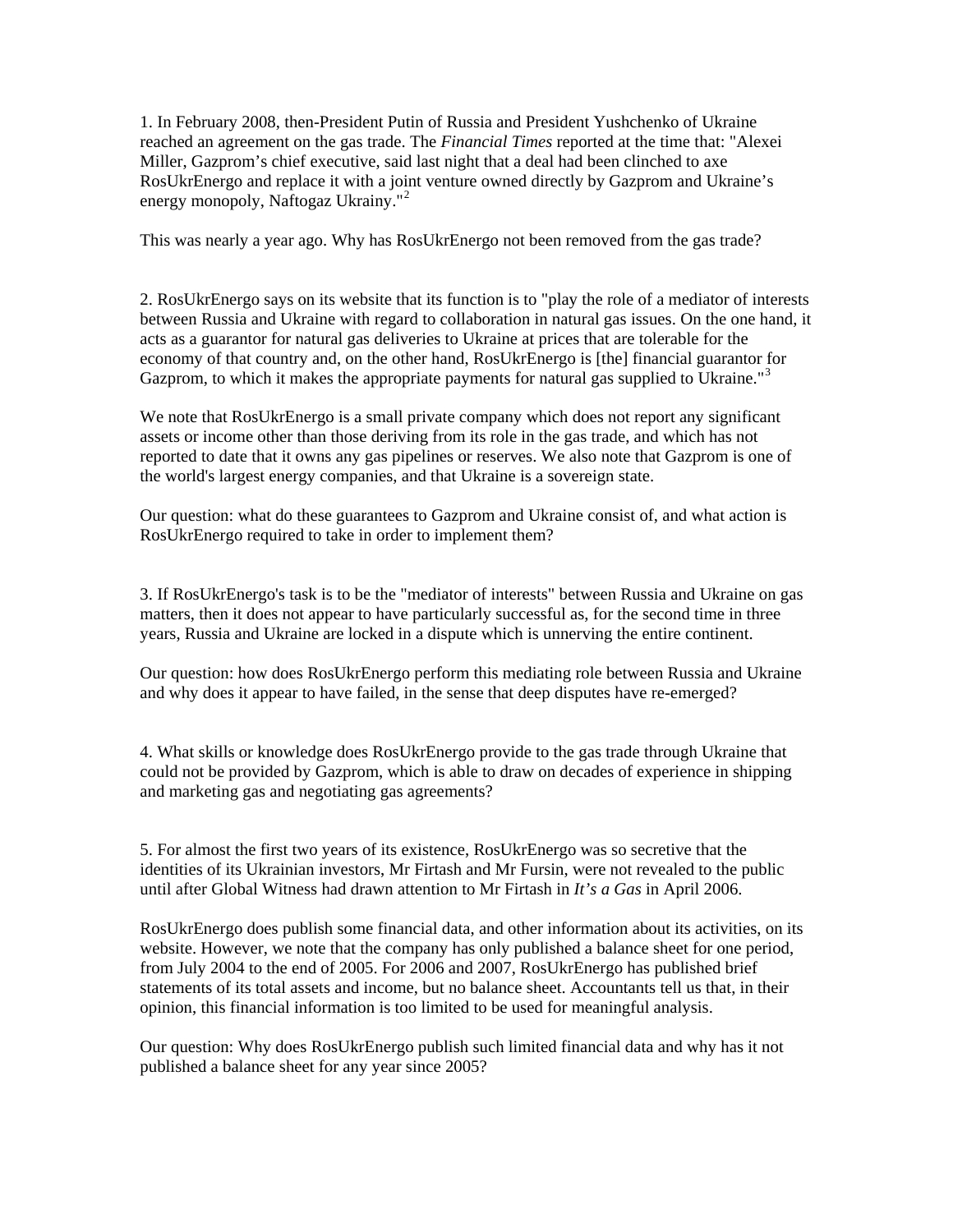1. In February 2008, then-President Putin of Russia and President Yushchenko of Ukraine reached an agreement on the gas trade. The *Financial Times* reported at the time that: "Alexei Miller, Gazprom's chief executive, said last night that a deal had been clinched to axe RosUkrEnergo and replace it with a joint venture owned directly by Gazprom and Ukraine's energy monopoly, Naftogaz Ukrainy."[2]

This was nearly a year ago. Why has RosUkrEnergo not been removed from the gas trade?

2. RosUkrEnergo says on its website that its function is to "play the role of a mediator of interests between Russia and Ukraine with regard to collaboration in natural gas issues. On the one hand, it acts as a guarantor for natural gas deliveries to Ukraine at prices that are tolerable for the economy of that country and, on the other hand, RosUkrEnergo is [the] financial guarantor for Gazprom, to which it makes the appropriate payments for natural gas supplied to Ukraine."[3]

We note that RosUkrEnergo is a small private company which does not report any significant assets or income other than those deriving from its role in the gas trade, and which has not reported to date that it owns any gas pipelines or reserves. We also note that Gazprom is one of the world's largest energy companies, and that Ukraine is a sovereign state.

Our question: what do these guarantees to Gazprom and Ukraine consist of, and what action is RosUkrEnergo required to take in order to implement them?

3. If RosUkrEnergo's task is to be the "mediator of interests" between Russia and Ukraine on gas matters, then it does not appear to have particularly successful as, for the second time in three years, Russia and Ukraine are locked in a dispute which is unnerving the entire continent.

Our question: how does RosUkrEnergo perform this mediating role between Russia and Ukraine and why does it appear to have failed, in the sense that deep disputes have re-emerged?

4. What skills or knowledge does RosUkrEnergo provide to the gas trade through Ukraine that could not be provided by Gazprom, which is able to draw on decades of experience in shipping and marketing gas and negotiating gas agreements?

5. For almost the first two years of its existence, RosUkrEnergo was so secretive that the identities of its Ukrainian investors, Mr Firtash and Mr Fursin, were not revealed to the public until after Global Witness had drawn attention to Mr Firtash in *It's a Gas* in April 2006.

RosUkrEnergo does publish some financial data, and other information about its activities, on its website. However, we note that the company has only published a balance sheet for one period, from July 2004 to the end of 2005. For 2006 and 2007, RosUkrEnergo has published brief statements of its total assets and income, but no balance sheet. Accountants tell us that, in their opinion, this financial information is too limited to be used for meaningful analysis.

Our question: Why does RosUkrEnergo publish such limited financial data and why has it not published a balance sheet for any year since 2005?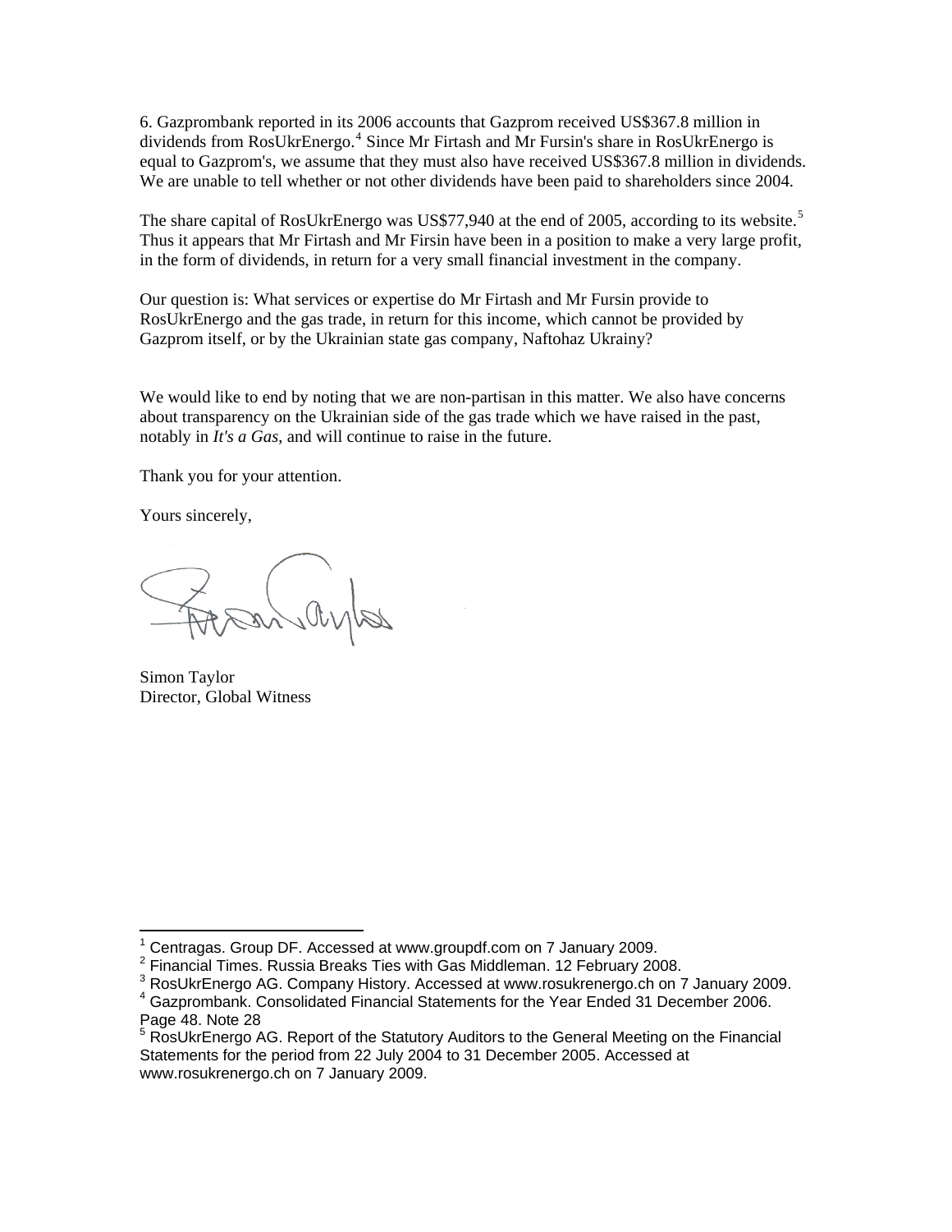6. Gazprombank reported in its 2006 accounts that Gazprom received US$367.8 million in dividends from RosUkrEnergo.[4] Since Mr Firtash and Mr Fursin's share in RosUkrEnergo is equal to Gazprom's, we assume that they must also have received US$367.8 million in dividends. We are unable to tell whether or not other dividends have been paid to shareholders since 2004.

The share capital of RosUkrEnergo was US$77,940 at the end of 2005, according to its website.[5] Thus it appears that Mr Firtash and Mr Firsin have been in a position to make a very large profit, in the form of dividends, in return for a very small financial investment in the company.

Our question is: What services or expertise do Mr Firtash and Mr Fursin provide to RosUkrEnergo and the gas trade, in return for this income, which cannot be provided by Gazprom itself, or by the Ukrainian state gas company, Naftohaz Ukrainy?

We would like to end by noting that we are non-partisan in this matter. We also have concerns about transparency on the Ukrainian side of the gas trade which we have raised in the past, notably in *It's a Gas*, and will continue to raise in the future.

Thank you for your attention.

Yours sincerely,

Simon Taylor
Director, Global Witness

---

[1] Centragas. Group DF. Accessed at www.groupdf.com on 7 January 2009.

[2] Financial Times. Russia Breaks Ties with Gas Middleman. 12 February 2008.

[3] RosUkrEnergo AG. Company History. Accessed at www.rosukrenergo.ch on 7 January 2009.

[4] Gazprombank. Consolidated Financial Statements for the Year Ended 31 December 2006. Page 48. Note 28

[5] RosUkrEnergo AG. Report of the Statutory Auditors to the General Meeting on the Financial Statements for the period from 22 July 2004 to 31 December 2005. Accessed at www.rosukrenergo.ch on 7 January 2009.